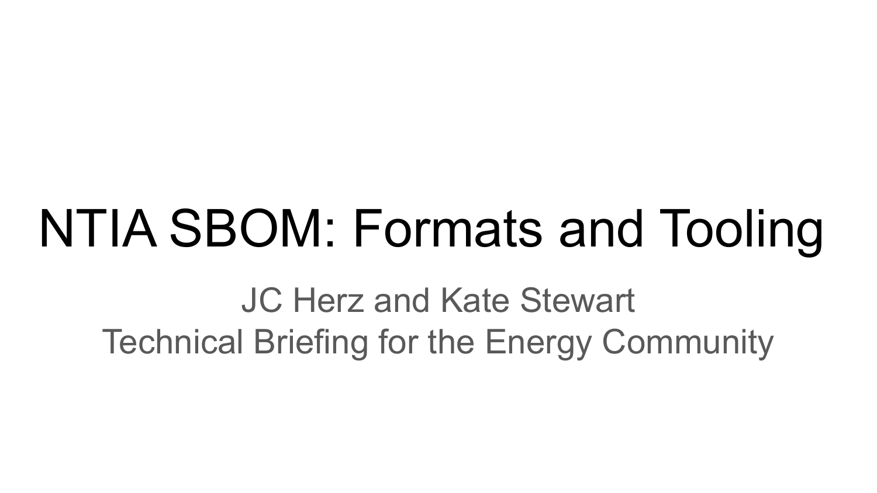# NTIA SBOM: Formats and Tooling

JC Herz and Kate Stewart

Technical Briefing for the Energy Community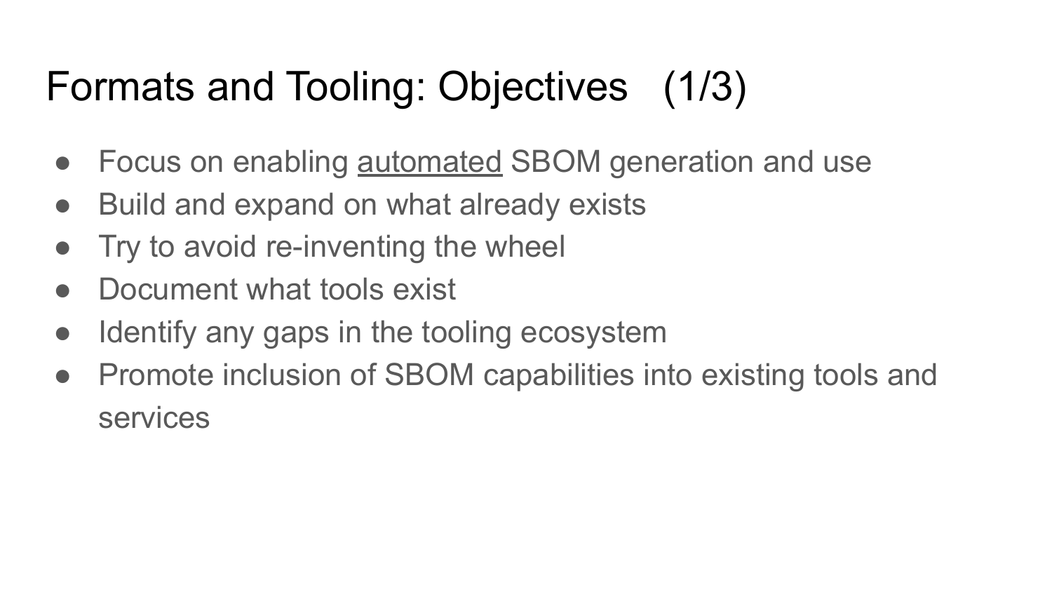# Formats and Tooling: Objectives (1/3)

- Focus on enabling <u>automated</u> SBOM generation and use
- Build and expand on what already exists
- Try to avoid re-inventing the wheel
- Document what tools exist
- Identify any gaps in the tooling ecosystem
- Promote inclusion of SBOM capabilities into existing tools and services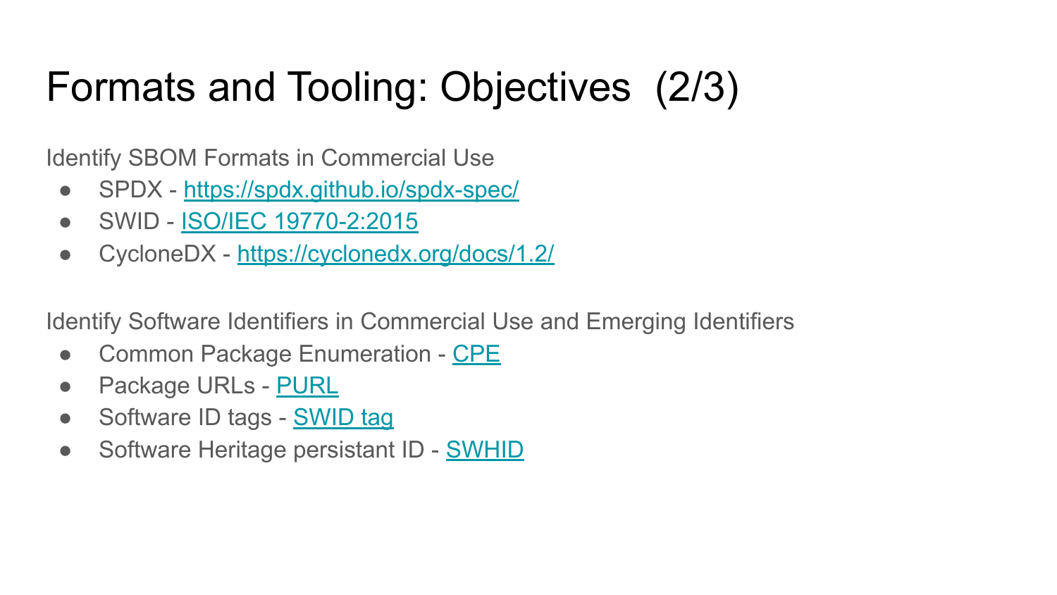# Formats and Tooling: Objectives (2/3)

Identify SBOM Formats in Commercial Use

- SPDX - https://spdx.github.io/spdx-spec/
- SWID - ISO/IEC 19770-2:2015
- CycloneDX - https://cyclonedx.org/docs/1.2/

Identify Software Identifiers in Commercial Use and Emerging Identifiers

- Common Package Enumeration - CPE
- Package URLs - PURL
- Software ID tags - SWID tag
- Software Heritage persistant ID - SWHID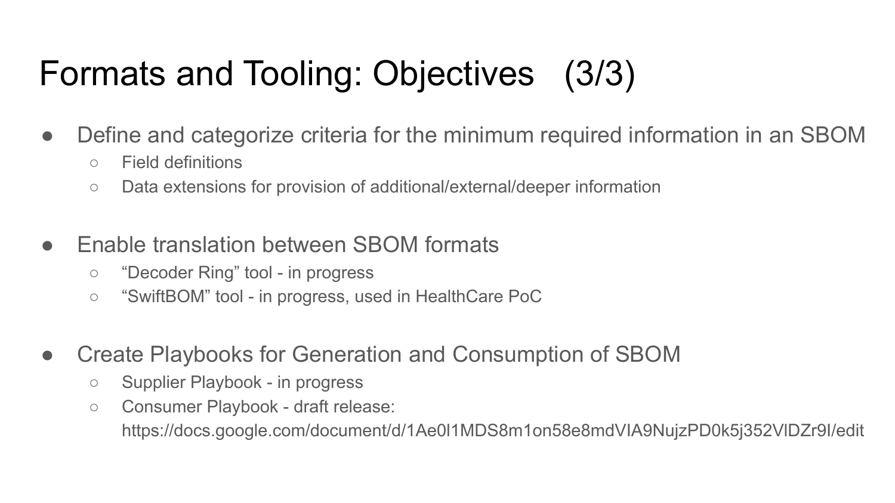# Formats and Tooling: Objectives (3/3)

- Define and categorize criteria for the minimum required information in an SBOM
  - Field definitions
  - Data extensions for provision of additional/external/deeper information

- Enable translation between SBOM formats
  - "Decoder Ring" tool - in progress
  - "SwiftBOM" tool - in progress, used in HealthCare PoC

- Create Playbooks for Generation and Consumption of SBOM
  - Supplier Playbook - in progress
  - Consumer Playbook - draft release: https://docs.google.com/document/d/1Ae0l1MDS8m1on58e8mdVIA9NujzPD0k5j352VlDZr9I/edit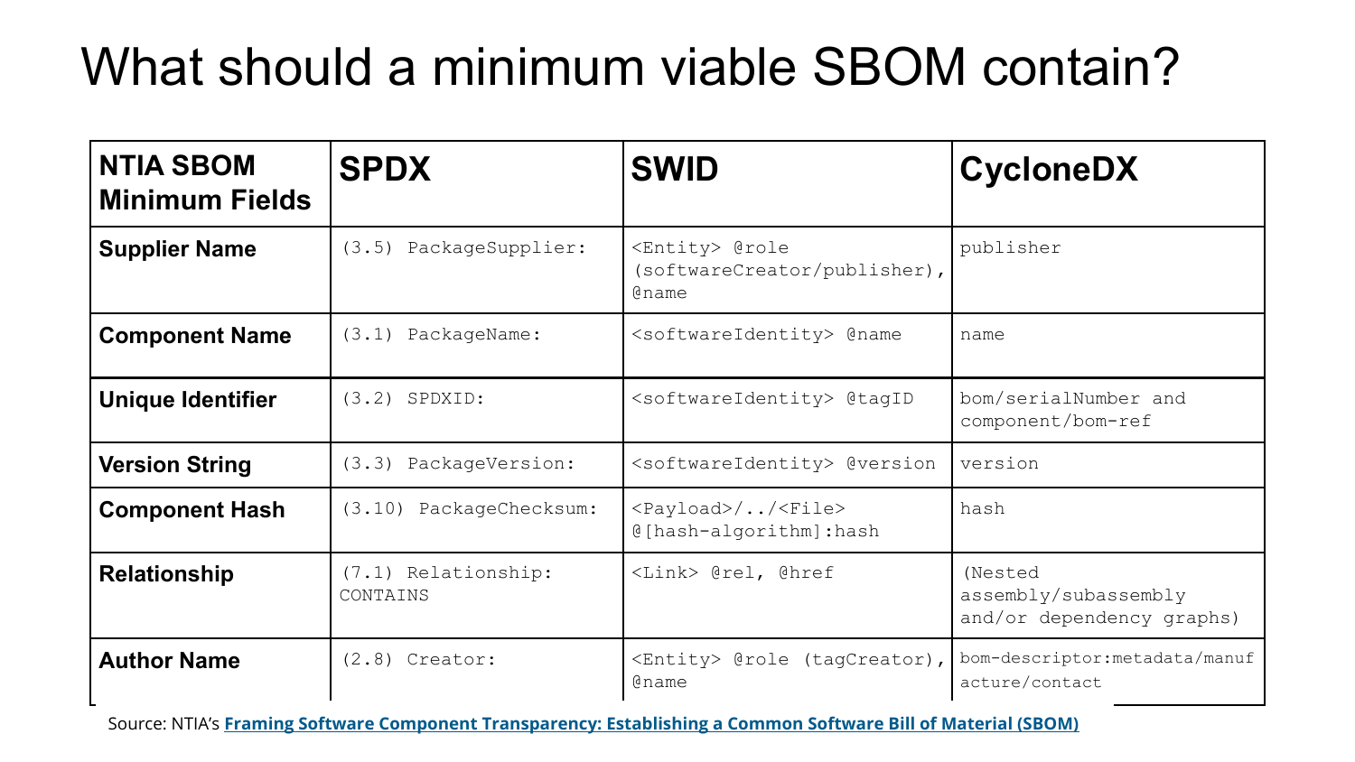# What should a minimum viable SBOM contain?

| NTIA SBOM Minimum Fields | SPDX | SWID | CycloneDX |
|---|---|---|---|
| **Supplier Name** | (3.5) PackageSupplier: | <Entity> @role (softwareCreator/publisher), @name | publisher |
| **Component Name** | (3.1) PackageName: | <softwareIdentity> @name | name |
| **Unique Identifier** | (3.2) SPDXID: | <softwareIdentity> @tagID | bom/serialNumber and component/bom-ref |
| **Version String** | (3.3) PackageVersion: | <softwareIdentity> @version | version |
| **Component Hash** | (3.10) PackageChecksum: | <Payload>/../<File> @[hash-algorithm]:hash | hash |
| **Relationship** | (7.1) Relationship: CONTAINS | <Link> @rel, @href | (Nested assembly/subassembly and/or dependency graphs) |
| **Author Name** | (2.8) Creator: | <Entity> @role (tagCreator), @name | bom-descriptor:metadata/manufacture/contact |

Source: NTIA's **Framing Software Component Transparency: Establishing a Common Software Bill of Material (SBOM)**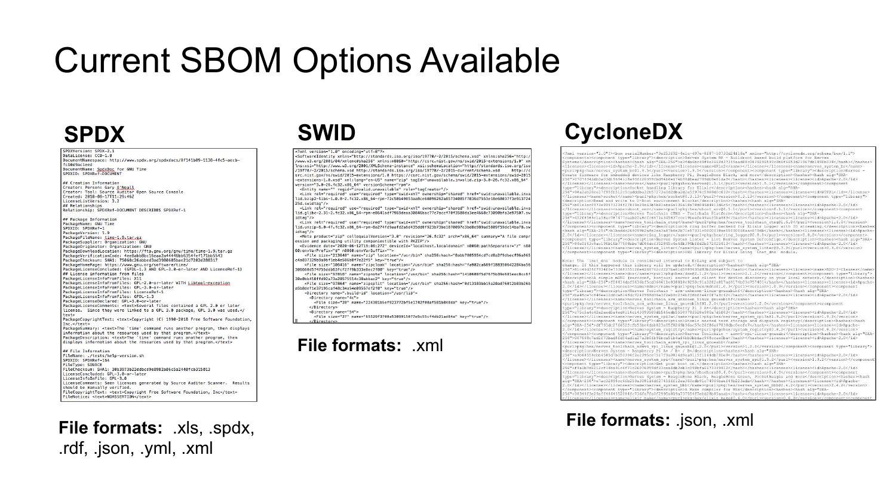# Current SBOM Options Available

## SPDX

**File formats:** .xls, .spdx, .rdf, .json, .yml, .xml

## SWID

**File formats:** .xml

## CycloneDX

**File formats:** .json, .xml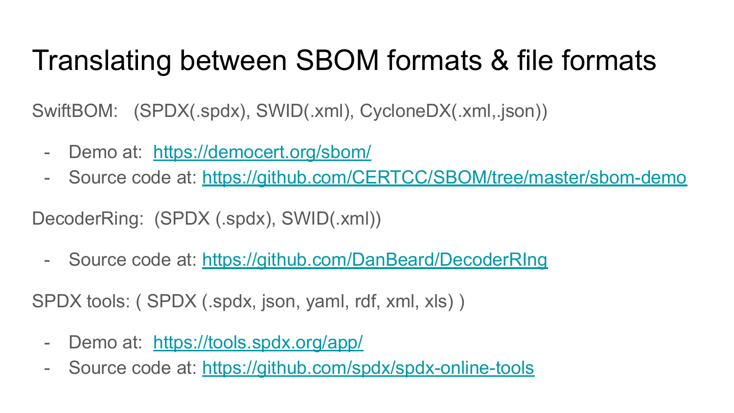# Translating between SBOM formats & file formats

SwiftBOM:   (SPDX(.spdx), SWID(.xml), CycloneDX(.xml,.json))

- Demo at:  https://democert.org/sbom/
- Source code at: https://github.com/CERTCC/SBOM/tree/master/sbom-demo

DecoderRing:  (SPDX (.spdx), SWID(.xml))

- Source code at: https://github.com/DanBeard/DecoderRIng

SPDX tools: ( SPDX (.spdx, json, yaml, rdf, xml, xls) )

- Demo at:  https://tools.spdx.org/app/
- Source code at: https://github.com/spdx/spdx-online-tools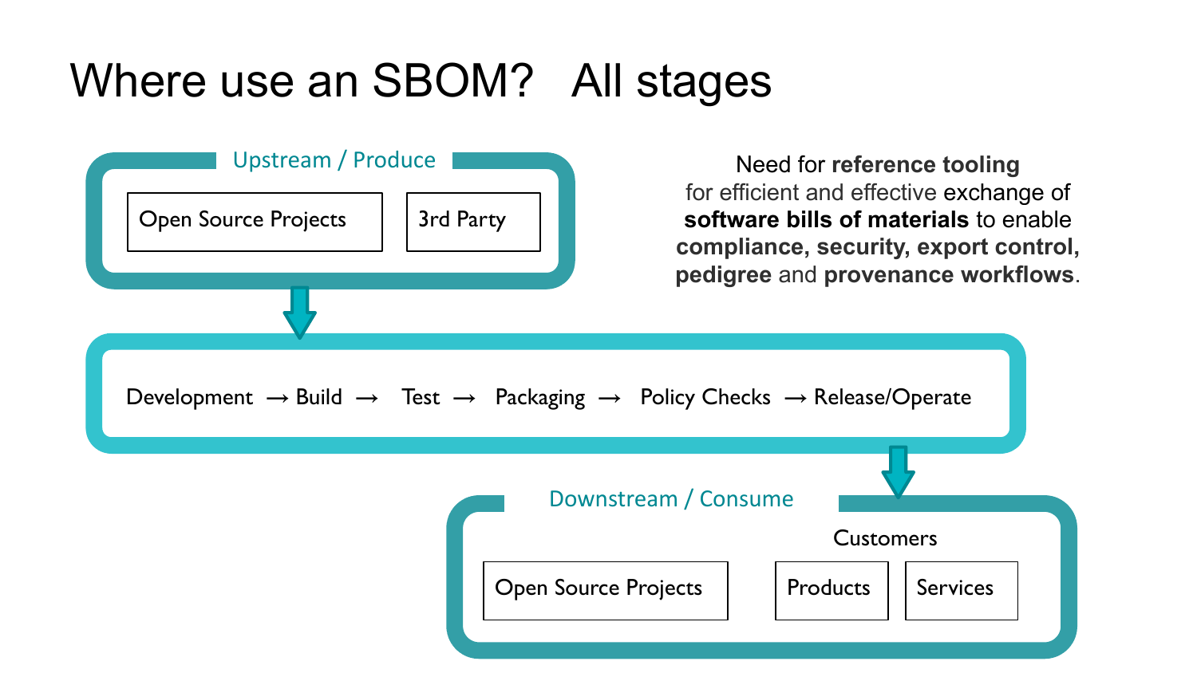# Where use an SBOM? All stages

**Upstream / Produce**

- Open Source Projects
- 3rd Party

Development → Build → Test → Packaging → Policy Checks → Release/Operate

**Downstream / Consume**

- Open Source Projects
- Customers
  - Products
  - Services

Need for **reference tooling** for efficient and effective exchange of **software bills of materials** to enable **compliance, security, export control, pedigree** and **provenance workflows**.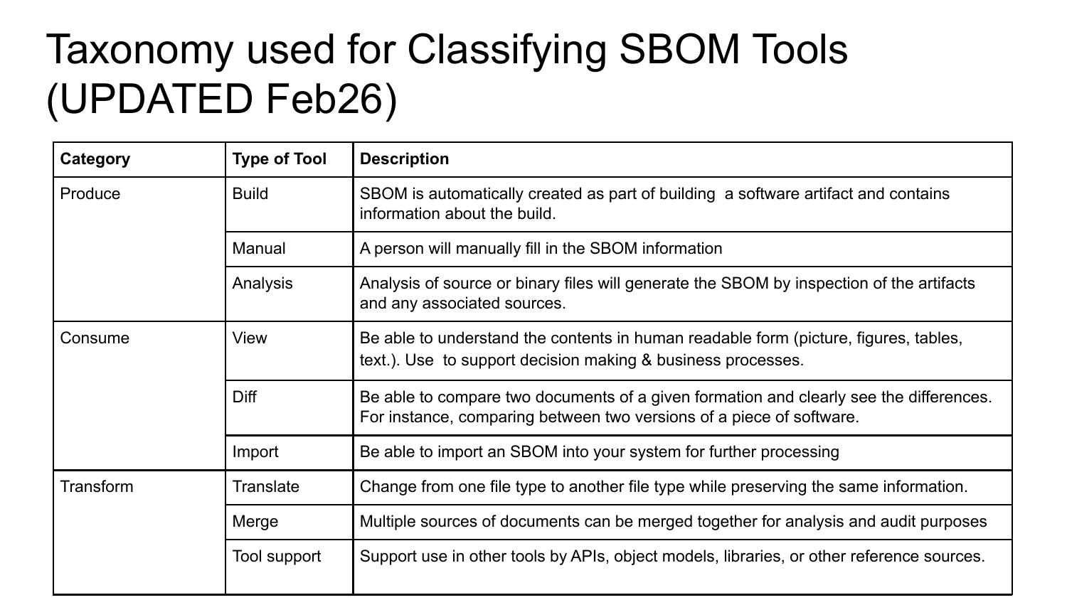# Taxonomy used for Classifying SBOM Tools (UPDATED Feb26)

| Category | Type of Tool | Description |
|---|---|---|
| Produce | Build | SBOM is automatically created as part of building a software artifact and contains information about the build. |
| | Manual | A person will manually fill in the SBOM information |
| | Analysis | Analysis of source or binary files will generate the SBOM by inspection of the artifacts and any associated sources. |
| Consume | View | Be able to understand the contents in human readable form (picture, figures, tables, text.). Use to support decision making & business processes. |
| | Diff | Be able to compare two documents of a given formation and clearly see the differences. For instance, comparing between two versions of a piece of software. |
| | Import | Be able to import an SBOM into your system for further processing |
| Transform | Translate | Change from one file type to another file type while preserving the same information. |
| | Merge | Multiple sources of documents can be merged together for analysis and audit purposes |
| | Tool support | Support use in other tools by APIs, object models, libraries, or other reference sources. |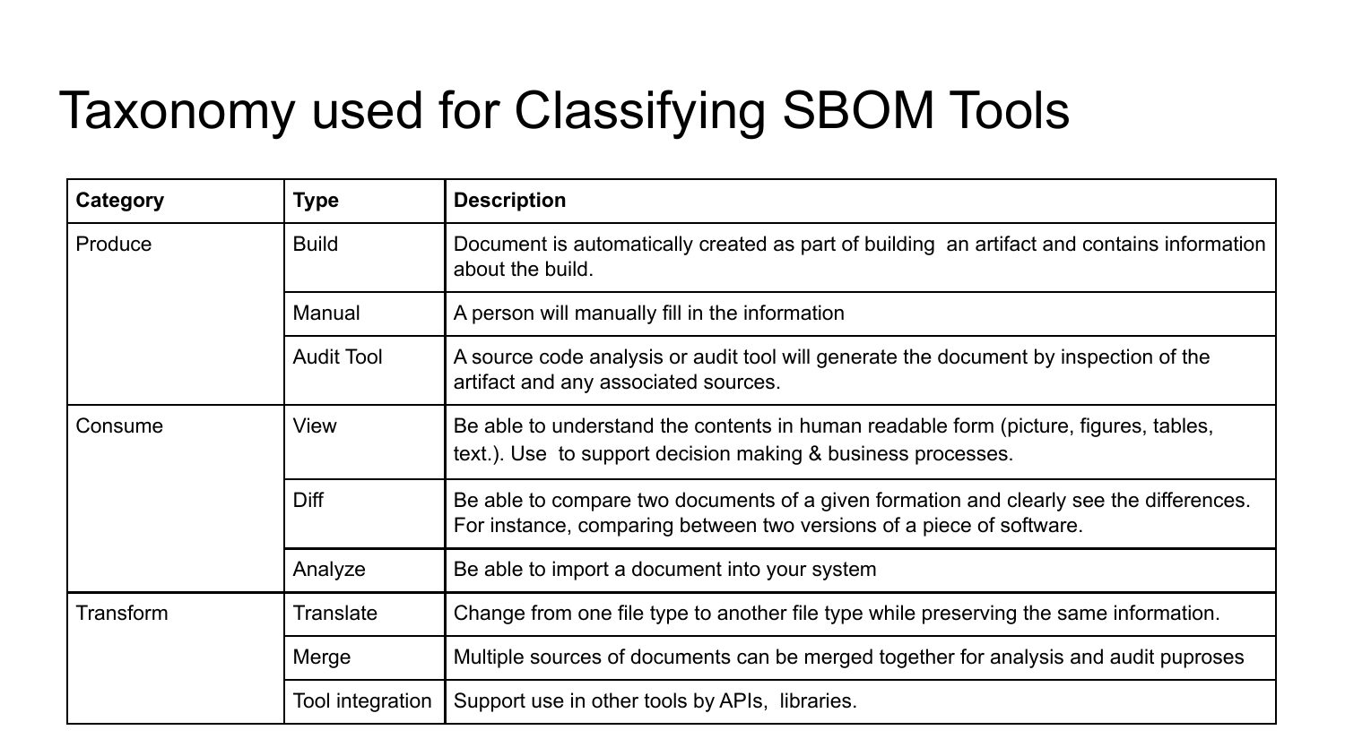# Taxonomy used for Classifying SBOM Tools

| Category | Type | Description |
| --- | --- | --- |
| Produce | Build | Document is automatically created as part of building an artifact and contains information about the build. |
| | Manual | A person will manually fill in the information |
| | Audit Tool | A source code analysis or audit tool will generate the document by inspection of the artifact and any associated sources. |
| Consume | View | Be able to understand the contents in human readable form (picture, figures, tables, text.). Use to support decision making & business processes. |
| | Diff | Be able to compare two documents of a given formation and clearly see the differences. For instance, comparing between two versions of a piece of software. |
| | Analyze | Be able to import a document into your system |
| Transform | Translate | Change from one file type to another file type while preserving the same information. |
| | Merge | Multiple sources of documents can be merged together for analysis and audit puproses |
| | Tool integration | Support use in other tools by APIs, libraries. |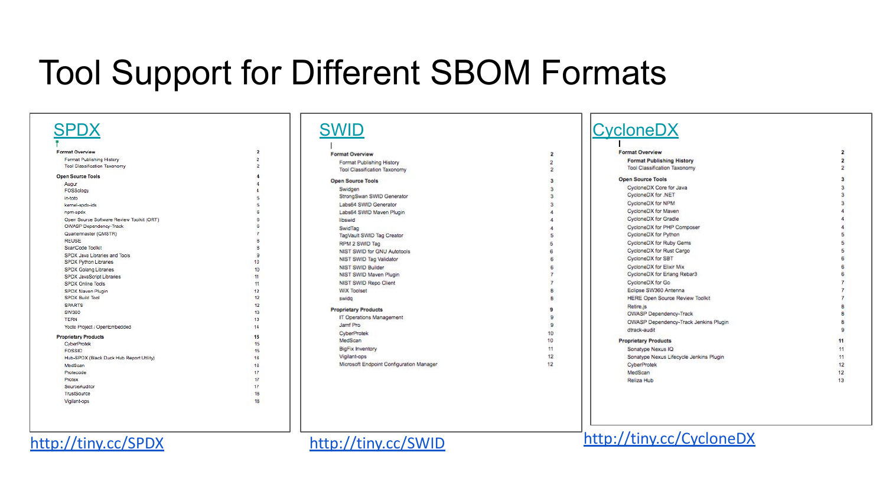# Tool Support for Different SBOM Formats

## SPDX

**Format Overview** 2
- Format Publishing History 2
- Tool Classification Taxonomy 2

**Open Source Tools** 4
- Augur 4
- FOSSology 4
- in-toto 5
- kernel-spdx-ids 5
- npm-spdx 6
- Open Source Software Review Toolkit (ORT) 6
- OWASP Dependency-Track 6
- Quartermaster (QMSTR) 7
- REUSE 8
- ScanCode Toolkit 8
- SPDX Java Libraries and Tools 9
- SPDX Python Libraries 10
- SPDX Golang Libraries 10
- SPDX JavaScript Libraries 11
- SPDX Online Tools 11
- SPDX Maven Plugin 12
- SPDX Build Tool 12
- SPARTS 12
- SW360 13
- TERN 13
- Yocto Project / OpenEmbedded 14

**Proprietary Products** 15
- CyberProtek 15
- FOSSID 15
- Hub-SPDX (Black Duck Hub Report Utility) 16
- MedScan 16
- Protecode 17
- Protex 17
- SourceAuditor 17
- TrustSource 18
- Vigilant-ops 18

http://tiny.cc/SPDX

## SWID

**Format Overview** 2
- Format Publishing History 2
- Tool Classification Taxonomy 2

**Open Source Tools** 3
- Swidgen 3
- StrongSwan SWID Generator 3
- Labs64 SWID Generator 3
- Labs64 SWID Maven Plugin 4
- libswid 4
- SwidTag 4
- TagVault SWID Tag Creator 5
- RPM 2 SWID Tag 5
- NIST SWID for GNU Autotools 6
- NIST SWID Tag Validator 6
- NIST SWID Builder 6
- NIST SWID Maven Plugin 7
- NIST SWID Repo Client 7
- WiX Toolset 8
- swidq 8

**Proprietary Products** 9
- IT Operations Management 9
- Jamf Pro 9
- CyberProtek 10
- MedScan 10
- BigFix Inventory 11
- Vigilant-ops 12
- Microsoft Endpoint Configuration Manager 12

http://tiny.cc/SWID

## CycloneDX

**Format Overview** 2
- Format Publishing History 2
- Tool Classification Taxonomy 2

**Open Source Tools** 3
- CycloneDX Core for Java 3
- CycloneDX for .NET 3
- CycloneDX for NPM 3
- CycloneDX for Maven 4
- CycloneDX for Gradle 4
- CycloneDX for PHP Composer 4
- CycloneDX for Python 5
- CycloneDX for Ruby Gems 5
- CycloneDX for Rust Cargo 5
- CycloneDX for SBT 6
- CycloneDX for Elixir Mix 6
- CycloneDX for Erlang Rebar3 6
- CycloneDX for Go 7
- Eclipse SW360 Antenna 7
- HERE Open Source Review Toolkit 7
- Retire.js 8
- OWASP Dependency-Track 8
- OWASP Dependency-Track Jenkins Plugin 8
- dtrack-audit 9

**Proprietary Products** 11
- Sonatype Nexus IQ 11
- Sonatype Nexus Lifecycle Jenkins Plugin 11
- CyberProtek 12
- MedScan 12
- Reliza Hub 13

http://tiny.cc/CycloneDX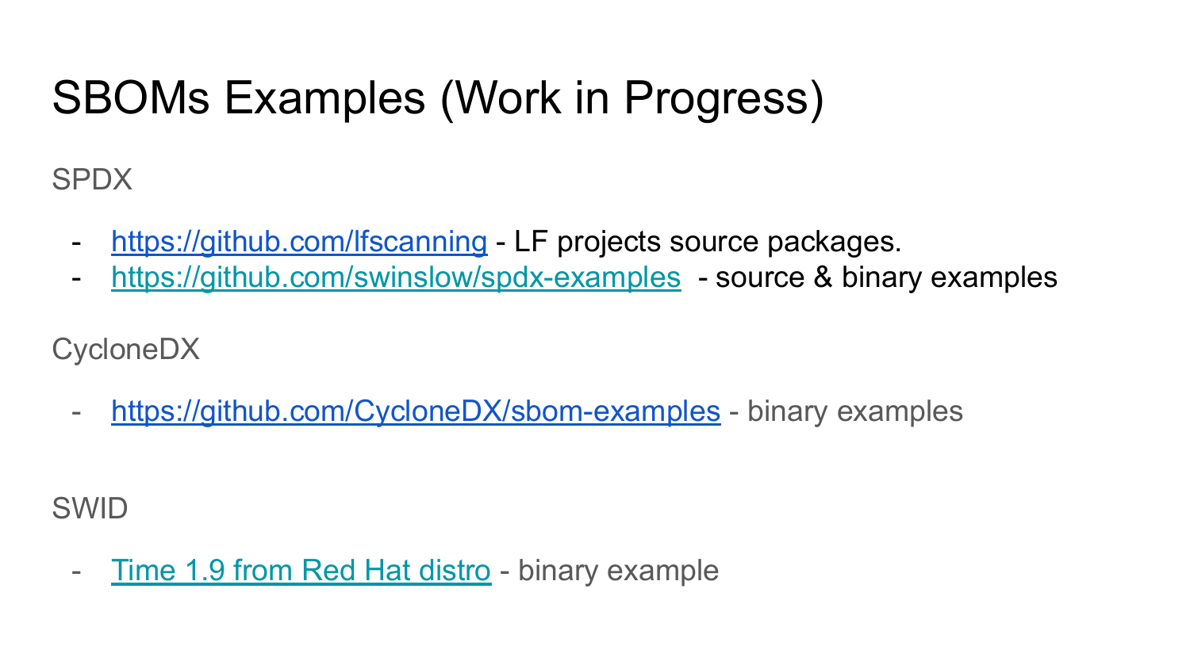# SBOMs Examples (Work in Progress)

SPDX

- [https://github.com/lfscanning](https://github.com/lfscanning) - LF projects source packages.
- [https://github.com/swinslow/spdx-examples](https://github.com/swinslow/spdx-examples) - source & binary examples

CycloneDX

- [https://github.com/CycloneDX/sbom-examples](https://github.com/CycloneDX/sbom-examples) - binary examples

SWID

- Time 1.9 from Red Hat distro - binary example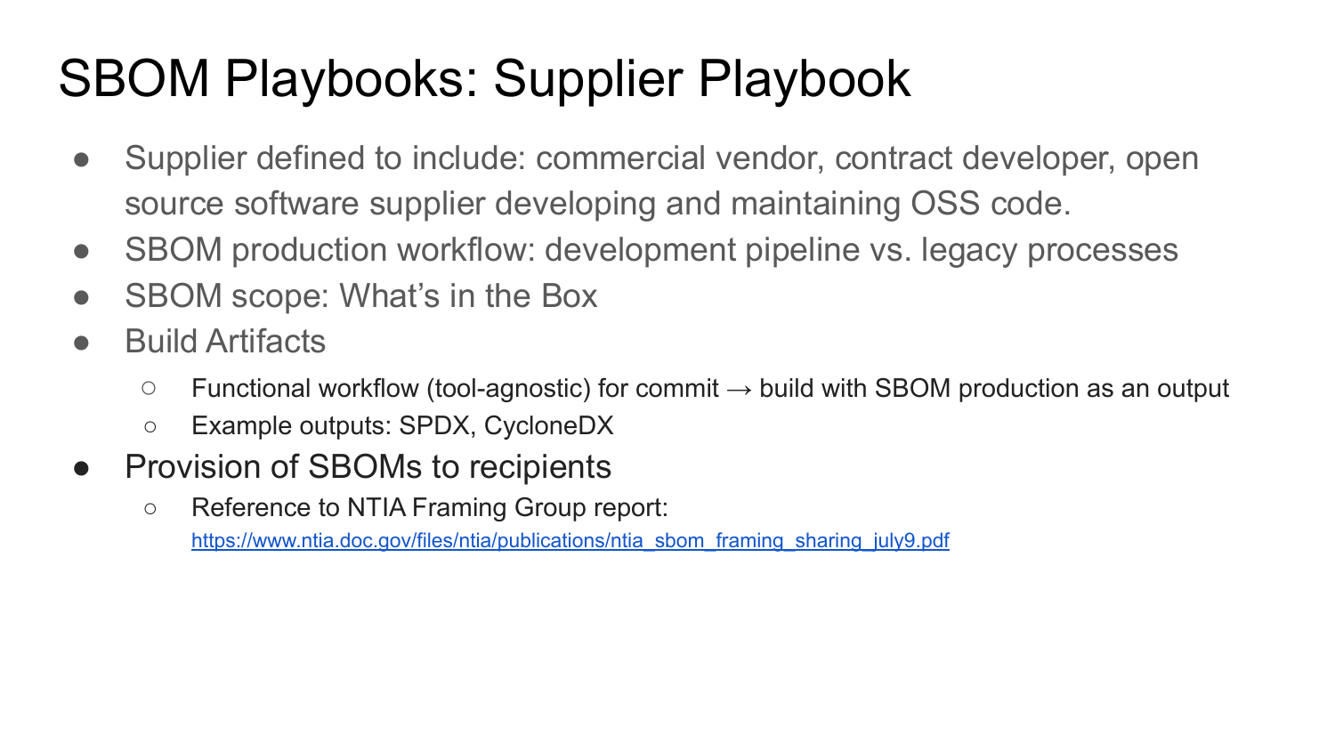# SBOM Playbooks: Supplier Playbook

- Supplier defined to include: commercial vendor, contract developer, open source software supplier developing and maintaining OSS code.
- SBOM production workflow: development pipeline vs. legacy processes
- SBOM scope: What's in the Box
- Build Artifacts
  - Functional workflow (tool-agnostic) for commit → build with SBOM production as an output
  - Example outputs: SPDX, CycloneDX
- Provision of SBOMs to recipients
  - Reference to NTIA Framing Group report: [https://www.ntia.doc.gov/files/ntia/publications/ntia_sbom_framing_sharing_july9.pdf](https://www.ntia.doc.gov/files/ntia/publications/ntia_sbom_framing_sharing_july9.pdf)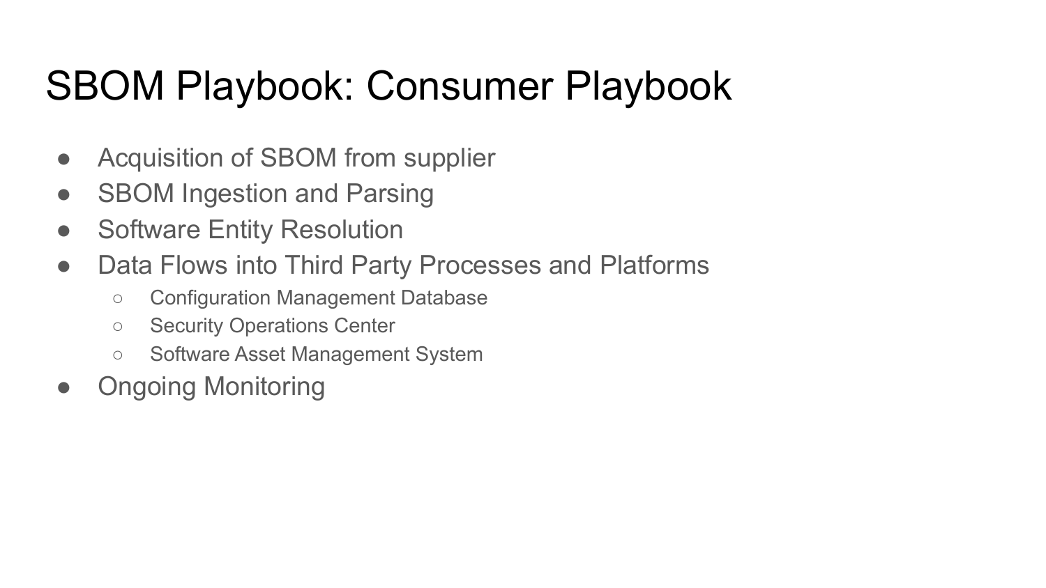# SBOM Playbook: Consumer Playbook

- Acquisition of SBOM from supplier
- SBOM Ingestion and Parsing
- Software Entity Resolution
- Data Flows into Third Party Processes and Platforms
  - Configuration Management Database
  - Security Operations Center
  - Software Asset Management System
- Ongoing Monitoring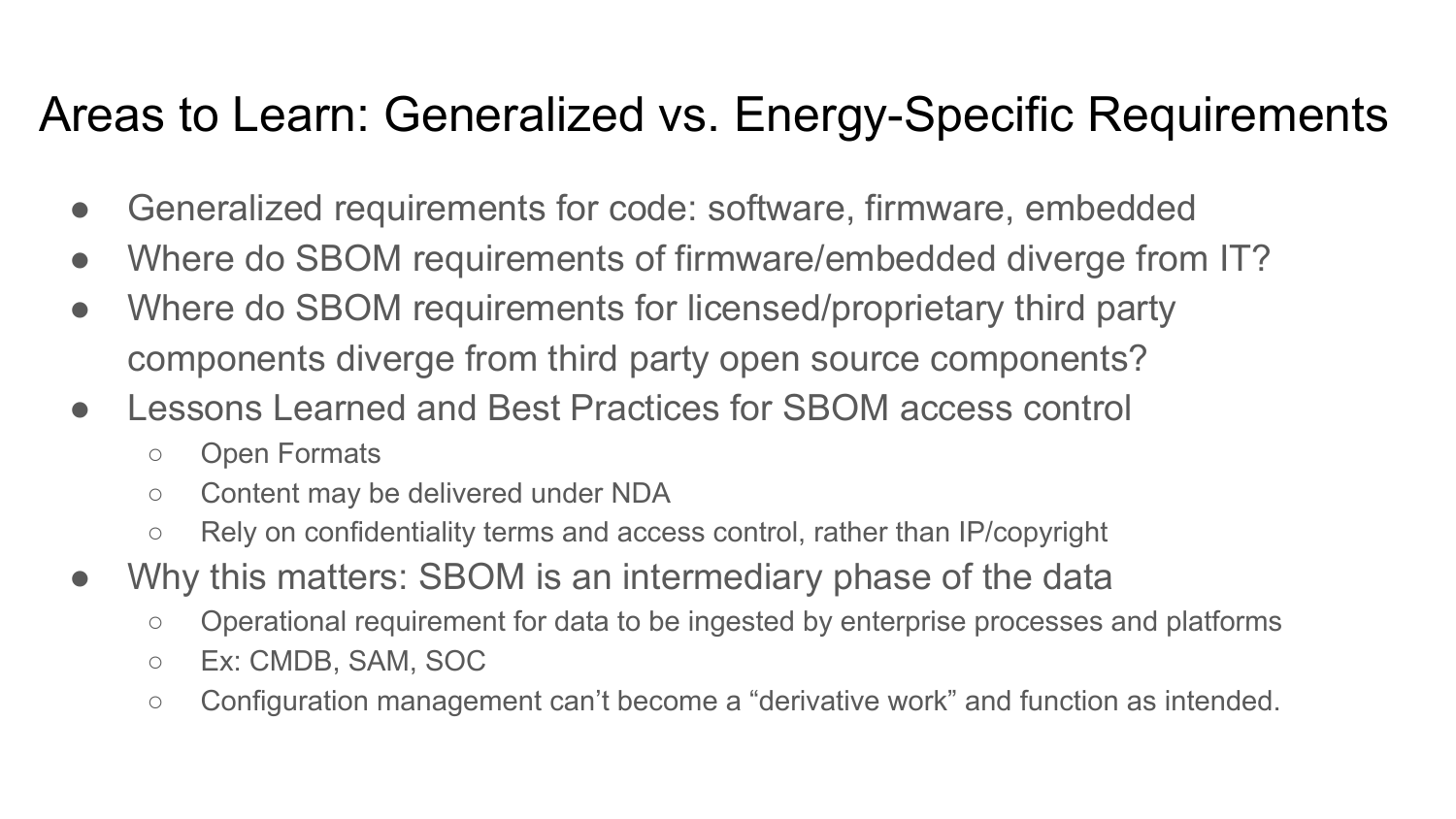# Areas to Learn: Generalized vs. Energy-Specific Requirements

- Generalized requirements for code: software, firmware, embedded
- Where do SBOM requirements of firmware/embedded diverge from IT?
- Where do SBOM requirements for licensed/proprietary third party components diverge from third party open source components?
- Lessons Learned and Best Practices for SBOM access control
  - Open Formats
  - Content may be delivered under NDA
  - Rely on confidentiality terms and access control, rather than IP/copyright
- Why this matters: SBOM is an intermediary phase of the data
  - Operational requirement for data to be ingested by enterprise processes and platforms
  - Ex: CMDB, SAM, SOC
  - Configuration management can't become a "derivative work" and function as intended.